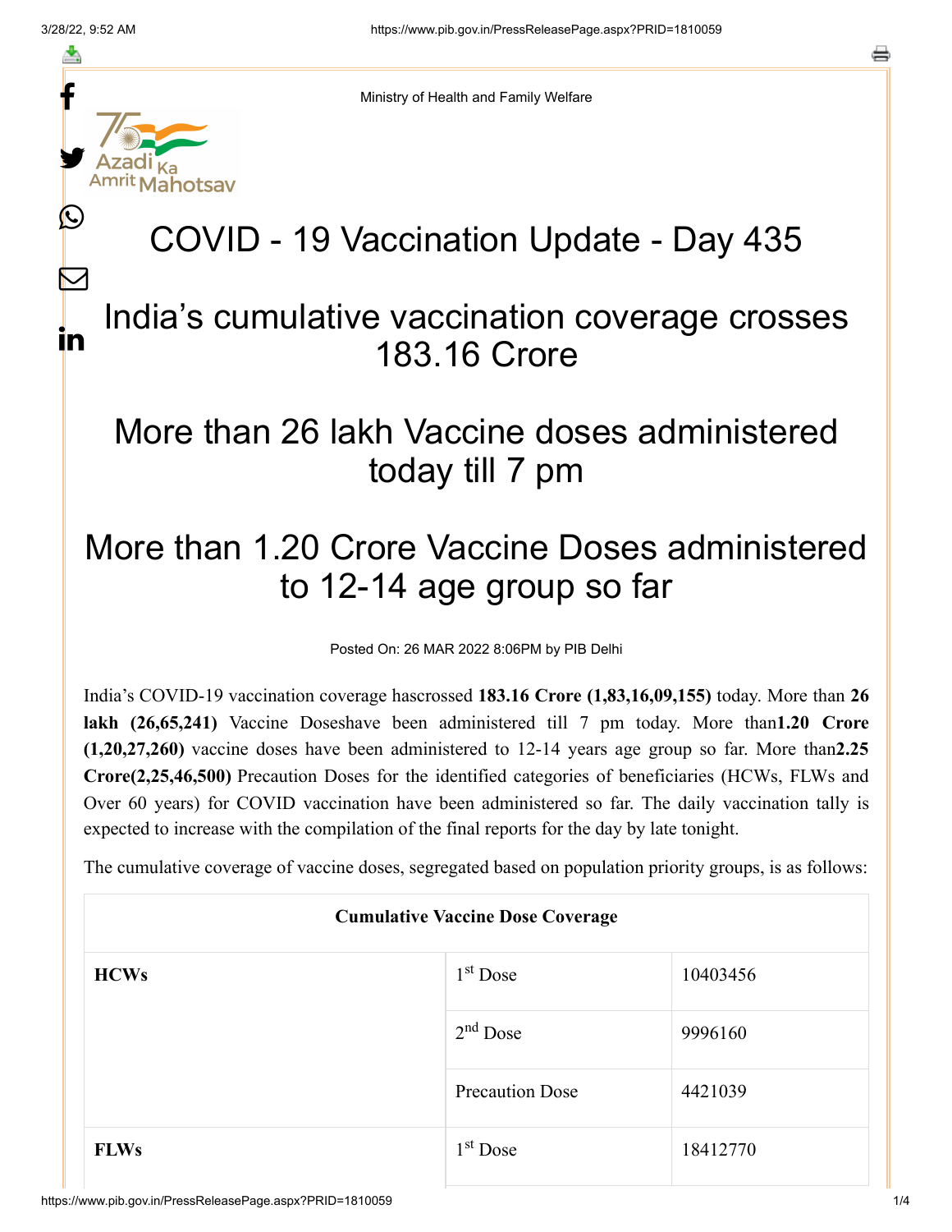Ministry of Health and Family Welfare

# COVID - 19 Vaccination Update - Day 435

## India's cumulative vaccination coverage crosses 183.16 Crore

## More than 26 lakh Vaccine doses administered today till 7 pm

## More than 1.20 Crore Vaccine Doses administered to 12-14 age group so far

Posted On: 26 MAR 2022 8:06PM by PIB Delhi

India's COVID-19 vaccination coverage hascrossed **183.16 Crore (1,83,16,09,155)** today. More than **26 lakh (26,65,241)** Vaccine Doseshave been administered till 7 pm today. More than**1.20 Crore (1,20,27,260)** vaccine doses have been administered to 12-14 years age group so far. More than**2.25 Crore(2,25,46,500)** Precaution Doses for the identified categories of beneficiaries (HCWs, FLWs and Over 60 years) for COVID vaccination have been administered so far. The daily vaccination tally is expected to increase with the compilation of the final reports for the day by late tonight.

The cumulative coverage of vaccine doses, segregated based on population priority groups, is as follows:

| Cumulative Vaccine Dose Coverage | | |
|---|---|---|
| **HCWs** | 1st Dose | 10403456 |
| | 2nd Dose | 9996160 |
| | Precaution Dose | 4421039 |
| **FLWs** | 1st Dose | 18412770 |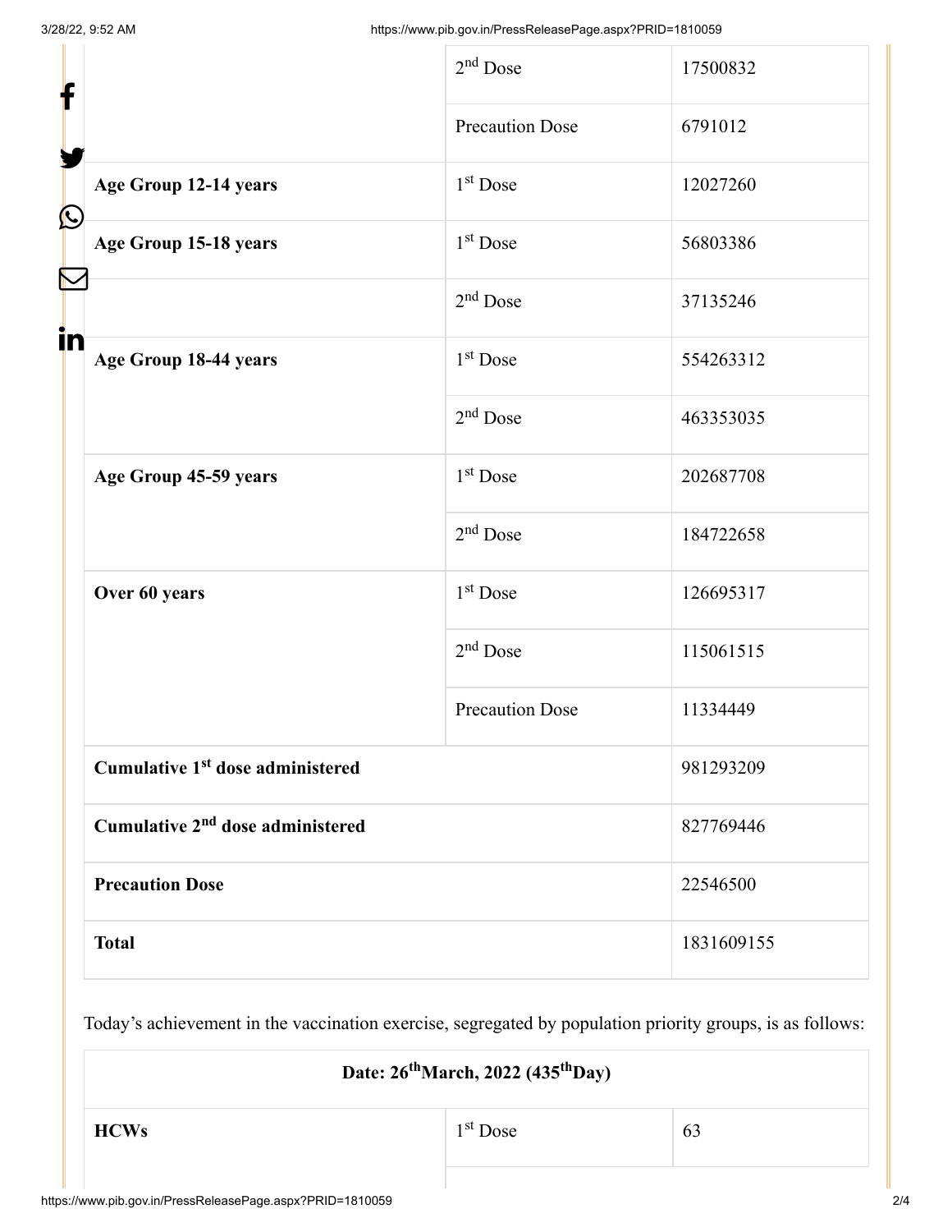| | | |
|---|---|---|
| | 2nd Dose | 17500832 |
| | Precaution Dose | 6791012 |
| **Age Group 12-14 years** | 1st Dose | 12027260 |
| **Age Group 15-18 years** | 1st Dose | 56803386 |
| | 2nd Dose | 37135246 |
| **Age Group 18-44 years** | 1st Dose | 554263312 |
| | 2nd Dose | 463353035 |
| **Age Group 45-59 years** | 1st Dose | 202687708 |
| | 2nd Dose | 184722658 |
| **Over 60 years** | 1st Dose | 126695317 |
| | 2nd Dose | 115061515 |
| | Precaution Dose | 11334449 |
| **Cumulative 1st dose administered** | | 981293209 |
| **Cumulative 2nd dose administered** | | 827769446 |
| **Precaution Dose** | | 22546500 |
| **Total** | | 1831609155 |

Today's achievement in the vaccination exercise, segregated by population priority groups, is as follows:

| **Date: 26th March, 2022 (435th Day)** | | |
|---|---|---|
| **HCWs** | 1st Dose | 63 |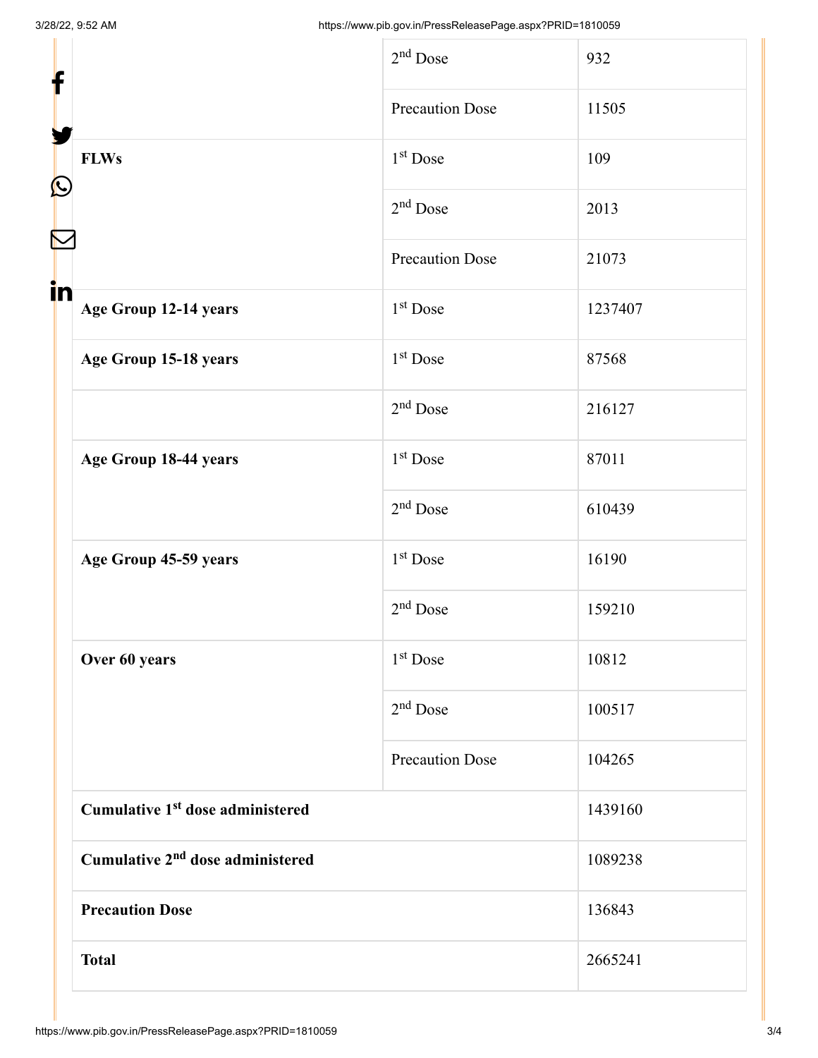| | | |
|---|---|---|
| | 2nd Dose | 932 |
| | Precaution Dose | 11505 |
| **FLWs** | 1st Dose | 109 |
| | 2nd Dose | 2013 |
| | Precaution Dose | 21073 |
| **Age Group 12-14 years** | 1st Dose | 1237407 |
| **Age Group 15-18 years** | 1st Dose | 87568 |
| | 2nd Dose | 216127 |
| **Age Group 18-44 years** | 1st Dose | 87011 |
| | 2nd Dose | 610439 |
| **Age Group 45-59 years** | 1st Dose | 16190 |
| | 2nd Dose | 159210 |
| **Over 60 years** | 1st Dose | 10812 |
| | 2nd Dose | 100517 |
| | Precaution Dose | 104265 |
| **Cumulative 1st dose administered** | | 1439160 |
| **Cumulative 2nd dose administered** | | 1089238 |
| **Precaution Dose** | | 136843 |
| **Total** | | 2665241 |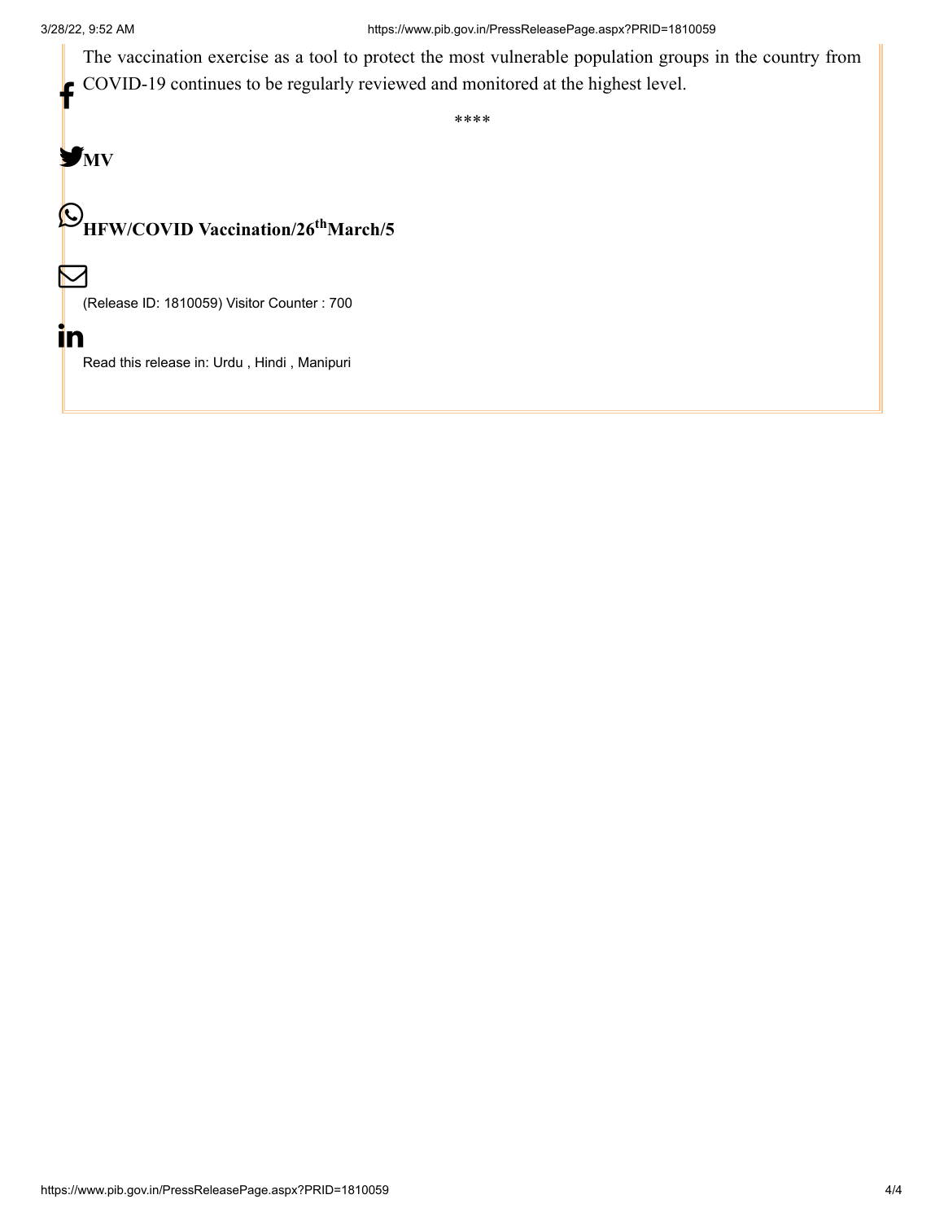The vaccination exercise as a tool to protect the most vulnerable population groups in the country from COVID-19 continues to be regularly reviewed and monitored at the highest level.

****

**MV**

**HFW/COVID Vaccination/26$^{th}$March/5**

(Release ID: 1810059) Visitor Counter : 700

Read this release in: Urdu , Hindi , Manipuri